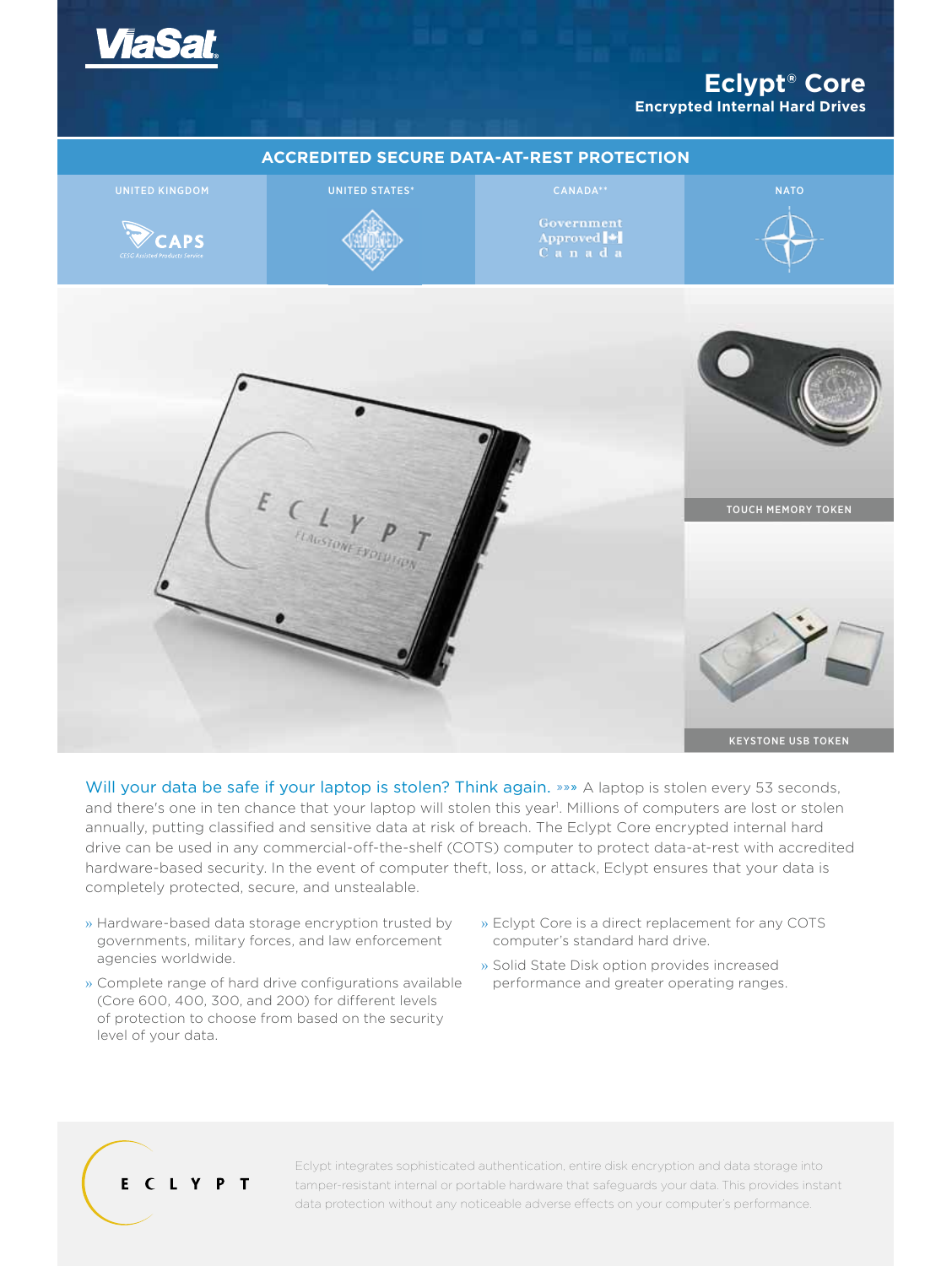# Eclypt® Core

**Encrypted Internal Hard Drives**

## ACCREDITED SECURE DATA-AT-REST PROTECTION

UNITED KINGDOM

CAPS
CESG Assisted Products Service

UNITED STATES*

CANADA**

Government Approved Canada

NATO

TOUCH MEMORY TOKEN

KEYSTONE USB TOKEN

Will your data be safe if your laptop is stolen? Think again. »»» A laptop is stolen every 53 seconds, and there's one in ten chance that your laptop will stolen this year[1]. Millions of computers are lost or stolen annually, putting classified and sensitive data at risk of breach. The Eclypt Core encrypted internal hard drive can be used in any commercial-off-the-shelf (COTS) computer to protect data-at-rest with accredited hardware-based security. In the event of computer theft, loss, or attack, Eclypt ensures that your data is completely protected, secure, and unstealable.

- Hardware-based data storage encryption trusted by governments, military forces, and law enforcement agencies worldwide.
- Complete range of hard drive configurations available (Core 600, 400, 300, and 200) for different levels of protection to choose from based on the security level of your data.
- Eclypt Core is a direct replacement for any COTS computer's standard hard drive.
- Solid State Disk option provides increased performance and greater operating ranges.

ECLYPT

Eclypt integrates sophisticated authentication, entire disk encryption and data storage into tamper-resistant internal or portable hardware that safeguards your data. This provides instant data protection without any noticeable adverse effects on your computer's performance.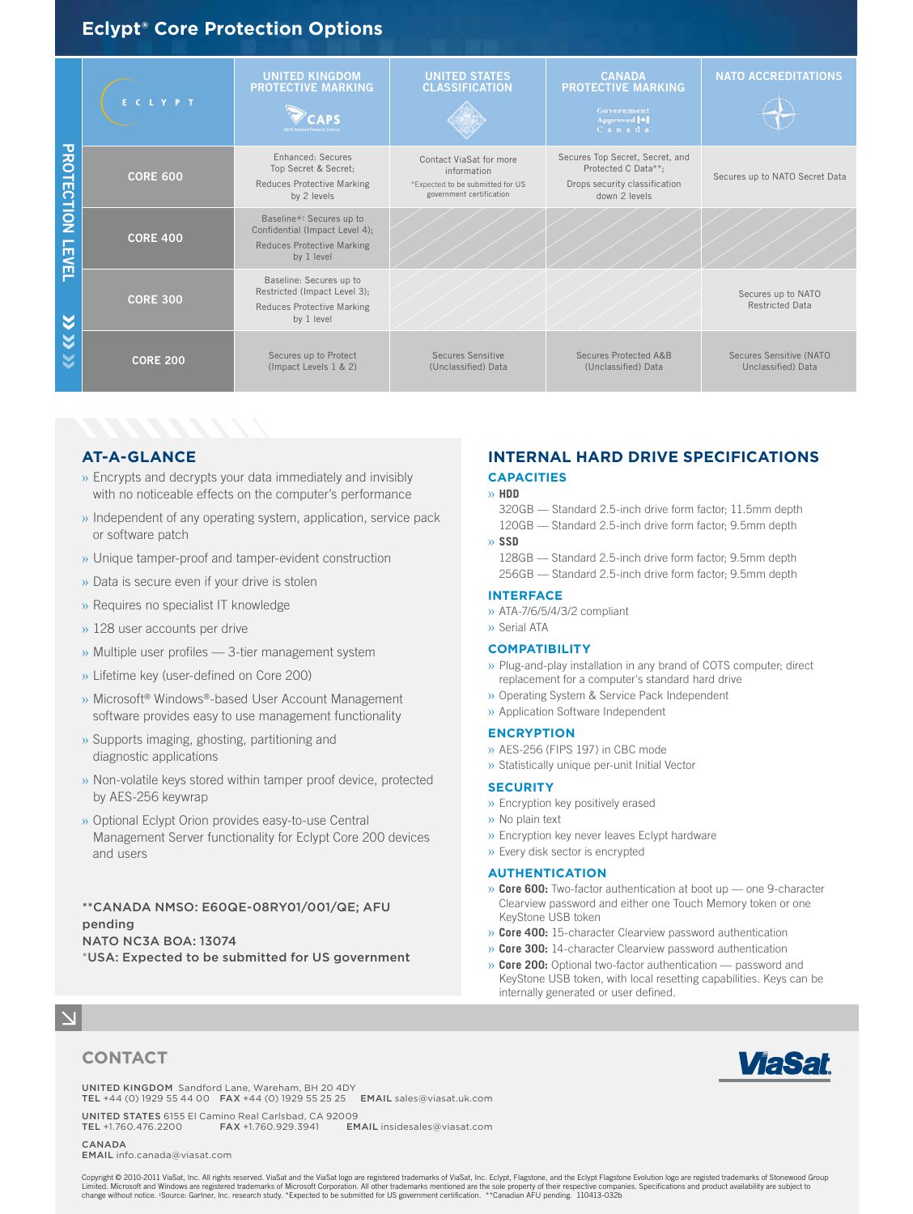# Eclypt® Core Protection Options

| PROTECTION LEVEL | UNITED KINGDOM PROTECTIVE MARKING | UNITED STATES CLASSIFICATION | CANADA PROTECTIVE MARKING | NATO ACCREDITATIONS |
|---|---|---|---|---|
| CORE 600 | Enhanced: Secures Top Secret & Secret; Reduces Protective Marking by 2 levels | Contact ViaSat for more information *Expected to be submitted for US government certification | Secures Top Secret, Secret, and Protected C Data**; Drops security classification down 2 levels | Secures up to NATO Secret Data |
| CORE 400 | Baseline+: Secures up to Confidential (Impact Level 4); Reduces Protective Marking by 1 level | | | |
| CORE 300 | Baseline: Secures up to Restricted (Impact Level 3); Reduces Protective Marking by 1 level | | | Secures up to NATO Restricted Data |
| CORE 200 | Secures up to Protect (Impact Levels 1 & 2) | Secures Sensitive (Unclassified) Data | Secures Protected A&B (Unclassified) Data | Secures Sensitive (NATO Unclassified) Data |

## AT-A-GLANCE

- Encrypts and decrypts your data immediately and invisibly with no noticeable effects on the computer's performance
- Independent of any operating system, application, service pack or software patch
- Unique tamper-proof and tamper-evident construction
- Data is secure even if your drive is stolen
- Requires no specialist IT knowledge
- 128 user accounts per drive
- Multiple user profiles — 3-tier management system
- Lifetime key (user-defined on Core 200)
- Microsoft® Windows®-based User Account Management software provides easy to use management functionality
- Supports imaging, ghosting, partitioning and diagnostic applications
- Non-volatile keys stored within tamper proof device, protected by AES-256 keywrap
- Optional Eclypt Orion provides easy-to-use Central Management Server functionality for Eclypt Core 200 devices and users

**CANADA NMSO: E60QE-08RY01/001/QE; AFU pending
NATO NC3A BOA: 13074
*USA: Expected to be submitted for US government

## INTERNAL HARD DRIVE SPECIFICATIONS

### CAPACITIES

- **HDD**
  320GB — Standard 2.5-inch drive form factor; 11.5mm depth
  120GB — Standard 2.5-inch drive form factor; 9.5mm depth
- **SSD**
  128GB — Standard 2.5-inch drive form factor; 9.5mm depth
  256GB — Standard 2.5-inch drive form factor; 9.5mm depth

### INTERFACE

- ATA-7/6/5/4/3/2 compliant
- Serial ATA

### COMPATIBILITY

- Plug-and-play installation in any brand of COTS computer; direct replacement for a computer's standard hard drive
- Operating System & Service Pack Independent
- Application Software Independent

### ENCRYPTION

- AES-256 (FIPS 197) in CBC mode
- Statistically unique per-unit Initial Vector

### SECURITY

- Encryption key positively erased
- No plain text
- Encryption key never leaves Eclypt hardware
- Every disk sector is encrypted

### AUTHENTICATION

- **Core 600:** Two-factor authentication at boot up — one 9-character Clearview password and either one Touch Memory token or one KeyStone USB token
- **Core 400:** 15-character Clearview password authentication
- **Core 300:** 14-character Clearview password authentication
- **Core 200:** Optional two-factor authentication — password and KeyStone USB token, with local resetting capabilities. Keys can be internally generated or user defined.

## CONTACT

ViaSat

**UNITED KINGDOM** Sandford Lane, Wareham, BH 20 4DY
**TEL** +44 (0) 1929 55 44 00 **FAX** +44 (0) 1929 55 25 25 **EMAIL** sales@viasat.uk.com

**UNITED STATES** 6155 El Camino Real Carlsbad, CA 92009
**TEL** +1.760.476.2200 **FAX** +1.760.929.3941 **EMAIL** insidesales@viasat.com

**CANADA**
**EMAIL** info.canada@viasat.com

Copyright © 2010-2011 ViaSat, Inc. All rights reserved. ViaSat and the ViaSat logo are registered trademarks of ViaSat, Inc. Eclypt, Flagstone, and the Eclypt Flagstone Evolution logo are registed trademarks of Stonewood Group Limited. Microsoft and Windows are registered trademarks of Microsoft Corporation. All other trademarks mentioned are the sole property of their respective companies. Specifications and product availability are subject to change without notice. [1]Source: Gartner, Inc. research study. *Expected to be submitted for US government certification. **Canadian AFU pending. 110413-032b